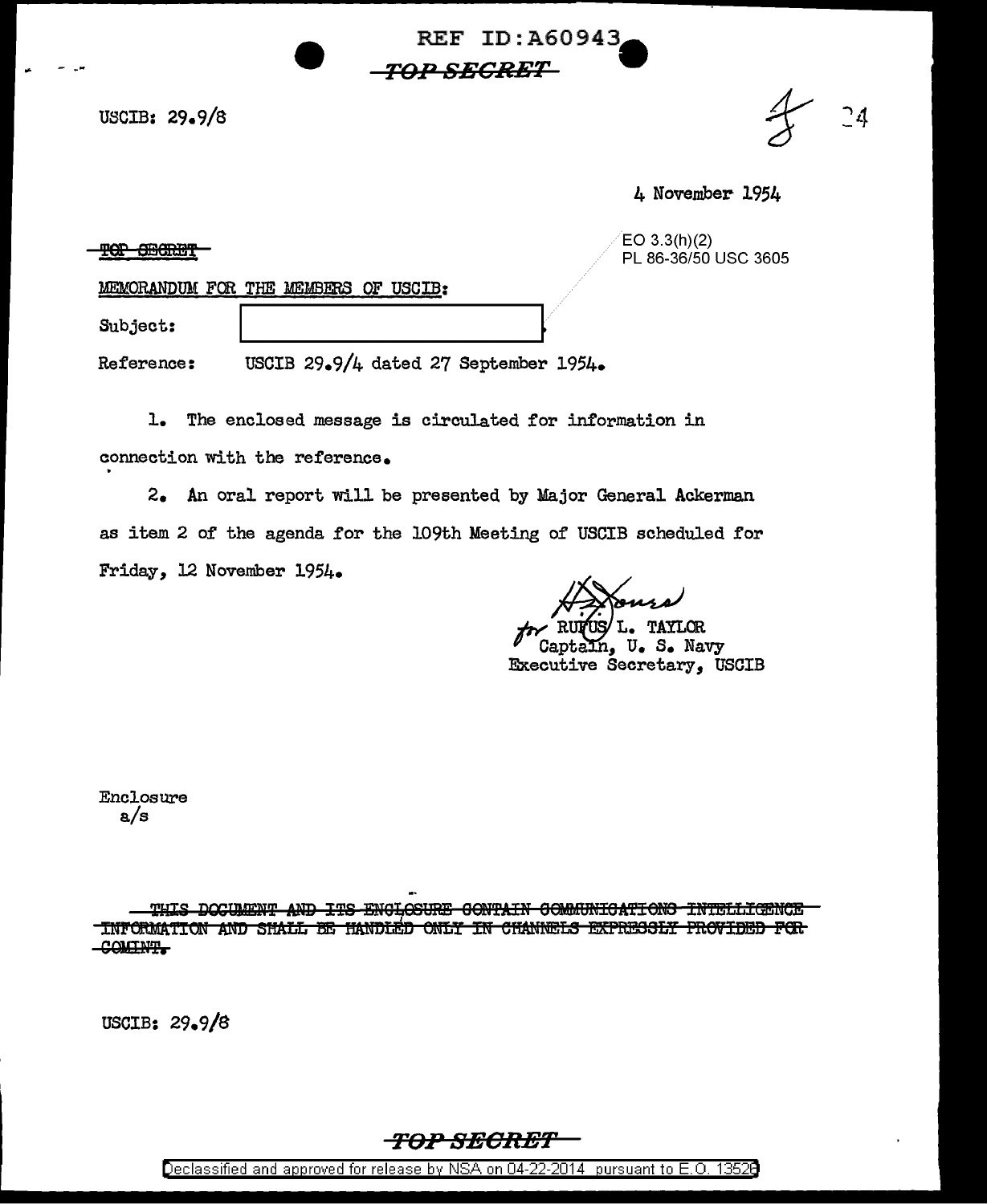REF ID:A60943

~~TOP SECRET~~

USCIB: 29.9/8

4 November 1954

~~TOP SECRET~~

EO 3.3(h)(2)
PL 86-36/50 USC 3605

MEMORANDUM FOR THE MEMBERS OF USCIB:

Subject: [REDACTED]

Reference: USCIB 29.9/4 dated 27 September 1954.

1. The enclosed message is circulated for information in connection with the reference.

2. An oral report will be presented by Major General Ackerman as item 2 of the agenda for the 109th Meeting of USCIB scheduled for Friday, 12 November 1954.

for RUFUS L. TAYLOR
Captain, U. S. Navy
Executive Secretary, USCIB

Enclosure
a/s

~~THIS DOCUMENT AND ITS ENCLOSURE CONTAIN COMMUNICATIONS INTELLIGENCE INFORMATION AND SHALL BE HANDLED ONLY IN CHANNELS EXPRESSLY PROVIDED FOR COMINT.~~

USCIB: 29.9/8

~~TOP SECRET~~

Declassified and approved for release by NSA on 04-22-2014 pursuant to E.O. 13526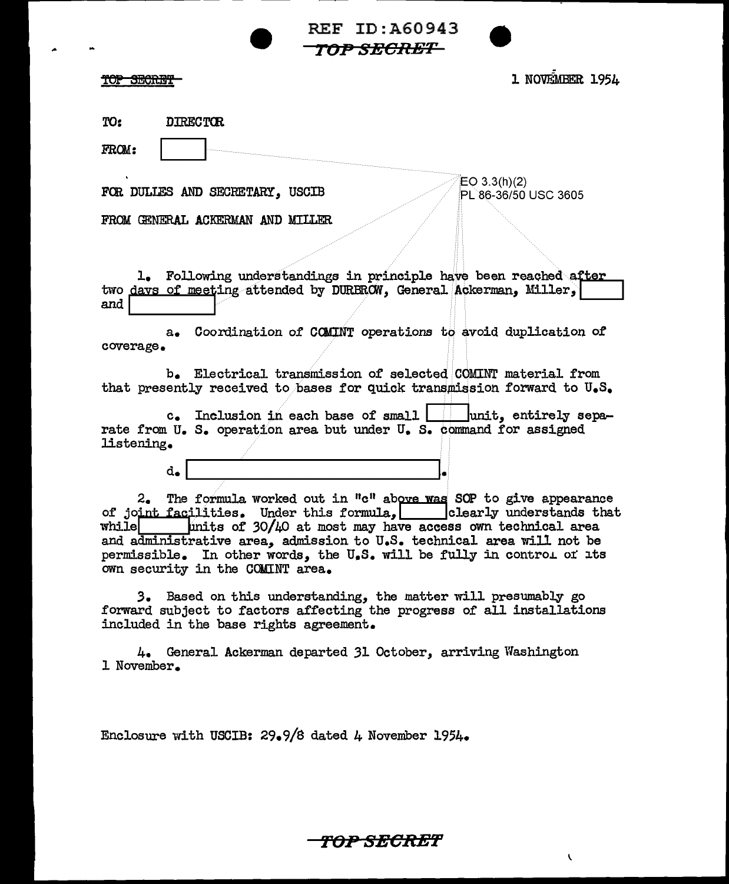REF ID:A60943
~~TOP SECRET~~

~~TOP SECRET~~ 1 NOVEMBER 1954

TO: DIRECTOR

FROM: [ ]

FOR DULLES AND SECRETARY, USCIB

EO 3.3(h)(2)
PL 86-36/50 USC 3605

FROM GENERAL ACKERMAN AND MILLER

1. Following understandings in principle have been reached after two days of meeting attended by DURBROW, General Ackerman, Miller, [ ] and [ ]

a. Coordination of COMINT operations to avoid duplication of coverage.

b. Electrical transmission of selected COMINT material from that presently received to bases for quick transmission forward to U.S.

c. Inclusion in each base of small [ ] unit, entirely separate from U. S. operation area but under U. S. command for assigned listening.

d. [ ].

2. The formula worked out in "c" above was SOP to give appearance of joint facilities. Under this formula, [ ] clearly understands that while [ ] units of 30/40 at most may have access own technical area and administrative area, admission to U.S. technical area will not be permissible. In other words, the U.S. will be fully in control of its own security in the COMINT area.

3. Based on this understanding, the matter will presumably go forward subject to factors affecting the progress of all installations included in the base rights agreement.

4. General Ackerman departed 31 October, arriving Washington 1 November.

Enclosure with USCIB: 29.9/8 dated 4 November 1954.

~~TOP SECRET~~